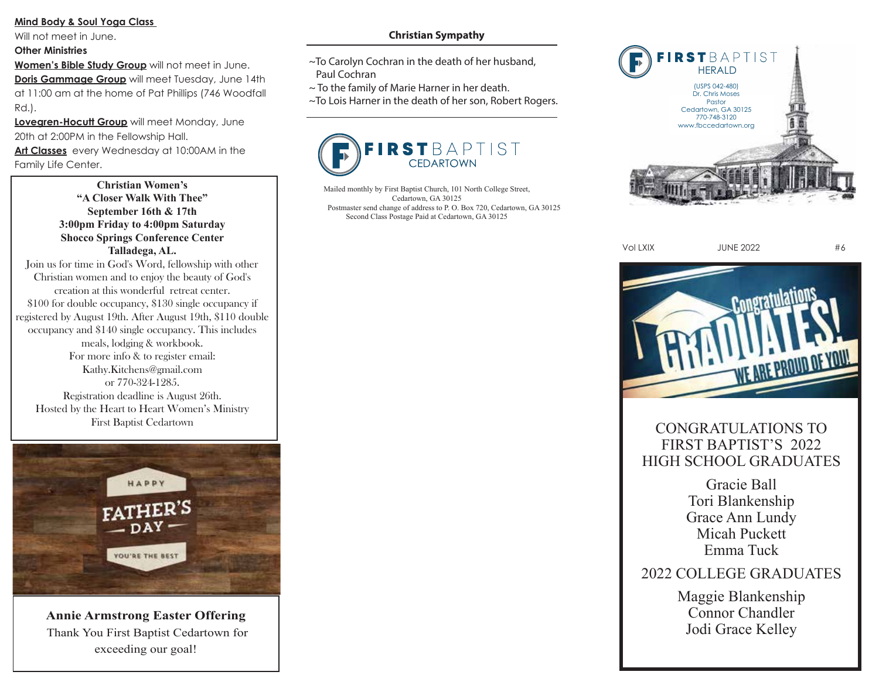**Mind Body & Soul Yoga Class**

Will not meet in June.

**Other Ministries**

**Women's Bible Study Group** will not meet in June.

**Doris Gammage Group** will meet Tuesday, June 14th at 11:00 am at the home of Pat Phillips (746 Woodfall Rd.).

**Lovegren-Hocutt Group** will meet Monday, June 20th at 2:00PM in the Fellowship Hall.

**Art Classes** every Wednesday at 10:00AM in the Family Life Center.

**Christian Women's**
**"A Closer Walk With Thee"**
**September 16th & 17th**
**3:00pm Friday to 4:00pm Saturday**
**Shocco Springs Conference Center**
**Talladega, AL.**

Join us for time in God's Word, fellowship with other Christian women and to enjoy the beauty of God's creation at this wonderful retreat center.

$100 for double occupancy, $130 single occupancy if registered by August 19th. After August 19th, $110 double occupancy and $140 single occupancy. This includes meals, lodging & workbook.

For more info & to register email:
Kathy.Kitchens@gmail.com
or 770-324-1285.

Registration deadline is August 26th.

Hosted by the Heart to Heart Women's Ministry
First Baptist Cedartown

HAPPY FATHER'S DAY
YOU'RE THE BEST

**Annie Armstrong Easter Offering**

Thank You First Baptist Cedartown for exceeding our goal!

**Christian Sympathy**

~To Carolyn Cochran in the death of her husband, Paul Cochran

~ To the family of Marie Harner in her death.

~To Lois Harner in the death of her son, Robert Rogers.

FIRST BAPTIST CEDARTOWN

Mailed monthly by First Baptist Church, 101 North College Street, Cedartown, GA 30125
Postmaster send change of address to P. O. Box 720, Cedartown, GA 30125
Second Class Postage Paid at Cedartown, GA 30125

# FIRST BAPTIST HERALD

(USPS 042-480)
Dr. Chris Moses
Pastor
Cedartown, GA 30125
770-748-3120
www.fbccedartown.org

Vol LXIX | JUNE 2022 | #6

Congratulations GRADUATES! WE ARE PROUD OF YOU!

CONGRATULATIONS TO FIRST BAPTIST'S 2022 HIGH SCHOOL GRADUATES

Gracie Ball
Tori Blankenship
Grace Ann Lundy
Micah Puckett
Emma Tuck

2022 COLLEGE GRADUATES

Maggie Blankenship
Connor Chandler
Jodi Grace Kelley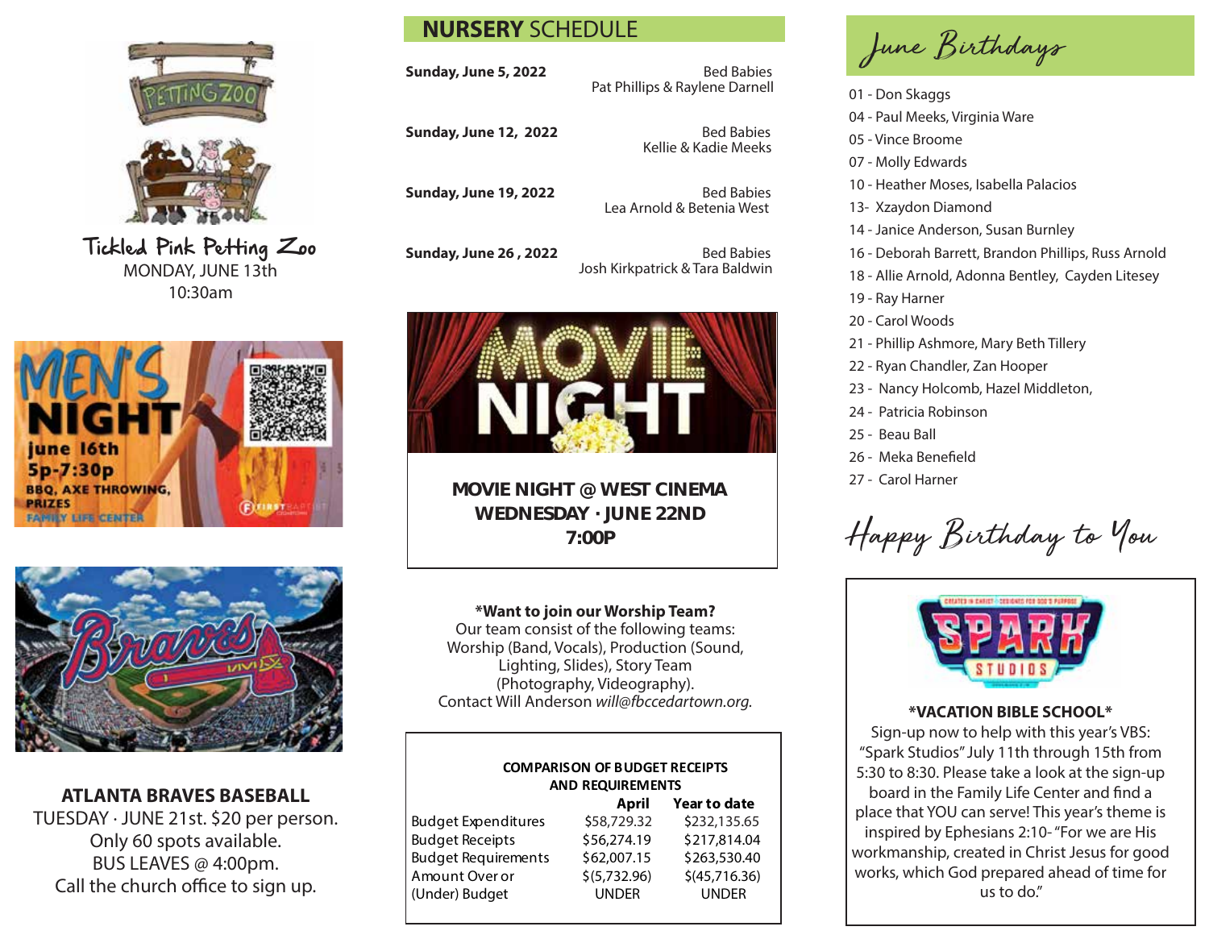Tickled Pink Petting Zoo
MONDAY, JUNE 13th
10:30am

**ATLANTA BRAVES BASEBALL**
TUESDAY · JUNE 21st. $20 per person.
Only 60 spots available.
BUS LEAVES @ 4:00pm.
Call the church office to sign up.

## NURSERY SCHEDULE

| | |
|---|---|
| **Sunday, June 5, 2022** | Bed Babies<br>Pat Phillips & Raylene Darnell |
| **Sunday, June 12, 2022** | Bed Babies<br>Kellie & Kadie Meeks |
| **Sunday, June 19, 2022** | Bed Babies<br>Lea Arnold & Betenia West |
| **Sunday, June 26 , 2022** | Bed Babies<br>Josh Kirkpatrick & Tara Baldwin |

**MOVIE NIGHT @ WEST CINEMA**
**WEDNESDAY · JUNE 22ND**
**7:00P**

**\*Want to join our Worship Team?**
Our team consist of the following teams: Worship (Band, Vocals), Production (Sound, Lighting, Slides), Story Team (Photography, Videography).
Contact Will Anderson *will@fbccedartown.org*.

**COMPARISON OF BUDGET RECEIPTS AND REQUIREMENTS**

| | April | Year to date |
|---|---|---|
| Budget Expenditures | $58,729.32 | $232,135.65 |
| Budget Receipts | $56,274.19 | $217,814.04 |
| Budget Requirements | $62,007.15 | $263,530.40 |
| Amount Over or (Under) Budget | $(5,732.96) UNDER | $(45,716.36) UNDER |

## June Birthdays

01 - Don Skaggs
04 - Paul Meeks, Virginia Ware
05 - Vince Broome
07 - Molly Edwards
10 - Heather Moses, Isabella Palacios
13- Xzaydon Diamond
14 - Janice Anderson, Susan Burnley
16 - Deborah Barrett, Brandon Phillips, Russ Arnold
18 - Allie Arnold, Adonna Bentley, Cayden Litesey
19 - Ray Harner
20 - Carol Woods
21 - Phillip Ashmore, Mary Beth Tillery
22 - Ryan Chandler, Zan Hooper
23 - Nancy Holcomb, Hazel Middleton,
24 - Patricia Robinson
25 - Beau Ball
26 - Meka Benefield
27 - Carol Harner

*Happy Birthday to You*

**\*VACATION BIBLE SCHOOL\***
Sign-up now to help with this year's VBS: "Spark Studios" July 11th through 15th from 5:30 to 8:30. Please take a look at the sign-up board in the Family Life Center and find a place that YOU can serve! This year's theme is inspired by Ephesians 2:10- "For we are His workmanship, created in Christ Jesus for good works, which God prepared ahead of time for us to do."